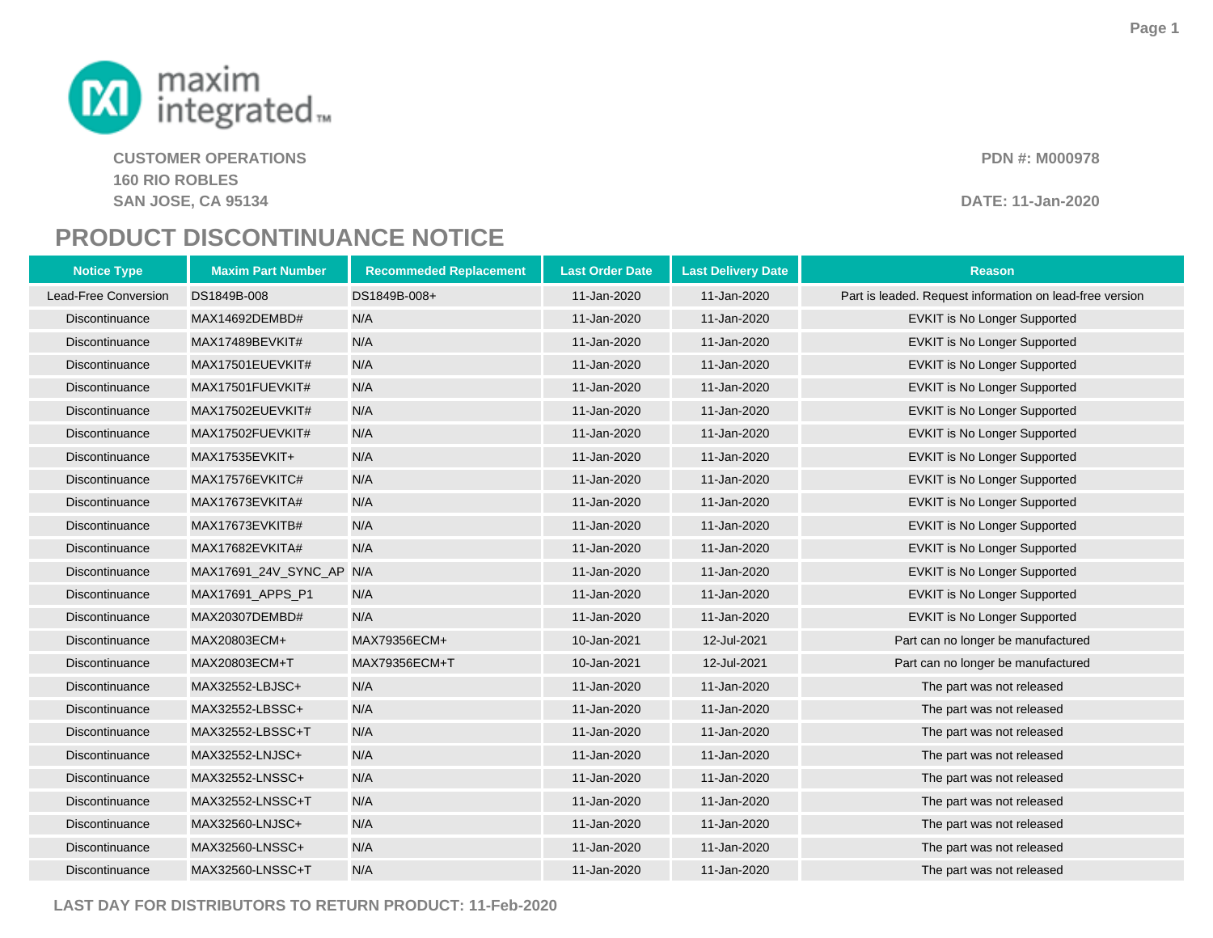maxim integrated

**CUSTOMER OPERATIONS**
**160 RIO ROBLES**
**SAN JOSE, CA 95134**

**PDN #: M000978**

**DATE: 11-Jan-2020**

# PRODUCT DISCONTINUANCE NOTICE

| Notice Type | Maxim Part Number | Recommeded Replacement | Last Order Date | Last Delivery Date | Reason |
|---|---|---|---|---|---|
| Lead-Free Conversion | DS1849B-008 | DS1849B-008+ | 11-Jan-2020 | 11-Jan-2020 | Part is leaded. Request information on lead-free version |
| Discontinuance | MAX14692DEMBD# | N/A | 11-Jan-2020 | 11-Jan-2020 | EVKIT is No Longer Supported |
| Discontinuance | MAX17489BEVKIT# | N/A | 11-Jan-2020 | 11-Jan-2020 | EVKIT is No Longer Supported |
| Discontinuance | MAX17501EUEVKIT# | N/A | 11-Jan-2020 | 11-Jan-2020 | EVKIT is No Longer Supported |
| Discontinuance | MAX17501FUEVKIT# | N/A | 11-Jan-2020 | 11-Jan-2020 | EVKIT is No Longer Supported |
| Discontinuance | MAX17502EUEVKIT# | N/A | 11-Jan-2020 | 11-Jan-2020 | EVKIT is No Longer Supported |
| Discontinuance | MAX17502FUEVKIT# | N/A | 11-Jan-2020 | 11-Jan-2020 | EVKIT is No Longer Supported |
| Discontinuance | MAX17535EVKIT+ | N/A | 11-Jan-2020 | 11-Jan-2020 | EVKIT is No Longer Supported |
| Discontinuance | MAX17576EVKITC# | N/A | 11-Jan-2020 | 11-Jan-2020 | EVKIT is No Longer Supported |
| Discontinuance | MAX17673EVKITA# | N/A | 11-Jan-2020 | 11-Jan-2020 | EVKIT is No Longer Supported |
| Discontinuance | MAX17673EVKITB# | N/A | 11-Jan-2020 | 11-Jan-2020 | EVKIT is No Longer Supported |
| Discontinuance | MAX17682EVKITA# | N/A | 11-Jan-2020 | 11-Jan-2020 | EVKIT is No Longer Supported |
| Discontinuance | MAX17691_24V_SYNC_AP | N/A | 11-Jan-2020 | 11-Jan-2020 | EVKIT is No Longer Supported |
| Discontinuance | MAX17691_APPS_P1 | N/A | 11-Jan-2020 | 11-Jan-2020 | EVKIT is No Longer Supported |
| Discontinuance | MAX20307DEMBD# | N/A | 11-Jan-2020 | 11-Jan-2020 | EVKIT is No Longer Supported |
| Discontinuance | MAX20803ECM+ | MAX79356ECM+ | 10-Jan-2021 | 12-Jul-2021 | Part can no longer be manufactured |
| Discontinuance | MAX20803ECM+T | MAX79356ECM+T | 10-Jan-2021 | 12-Jul-2021 | Part can no longer be manufactured |
| Discontinuance | MAX32552-LBJSC+ | N/A | 11-Jan-2020 | 11-Jan-2020 | The part was not released |
| Discontinuance | MAX32552-LBSSC+ | N/A | 11-Jan-2020 | 11-Jan-2020 | The part was not released |
| Discontinuance | MAX32552-LBSSC+T | N/A | 11-Jan-2020 | 11-Jan-2020 | The part was not released |
| Discontinuance | MAX32552-LNJSC+ | N/A | 11-Jan-2020 | 11-Jan-2020 | The part was not released |
| Discontinuance | MAX32552-LNSSC+ | N/A | 11-Jan-2020 | 11-Jan-2020 | The part was not released |
| Discontinuance | MAX32552-LNSSC+T | N/A | 11-Jan-2020 | 11-Jan-2020 | The part was not released |
| Discontinuance | MAX32560-LNJSC+ | N/A | 11-Jan-2020 | 11-Jan-2020 | The part was not released |
| Discontinuance | MAX32560-LNSSC+ | N/A | 11-Jan-2020 | 11-Jan-2020 | The part was not released |
| Discontinuance | MAX32560-LNSSC+T | N/A | 11-Jan-2020 | 11-Jan-2020 | The part was not released |

**LAST DAY FOR DISTRIBUTORS TO RETURN PRODUCT: 11-Feb-2020**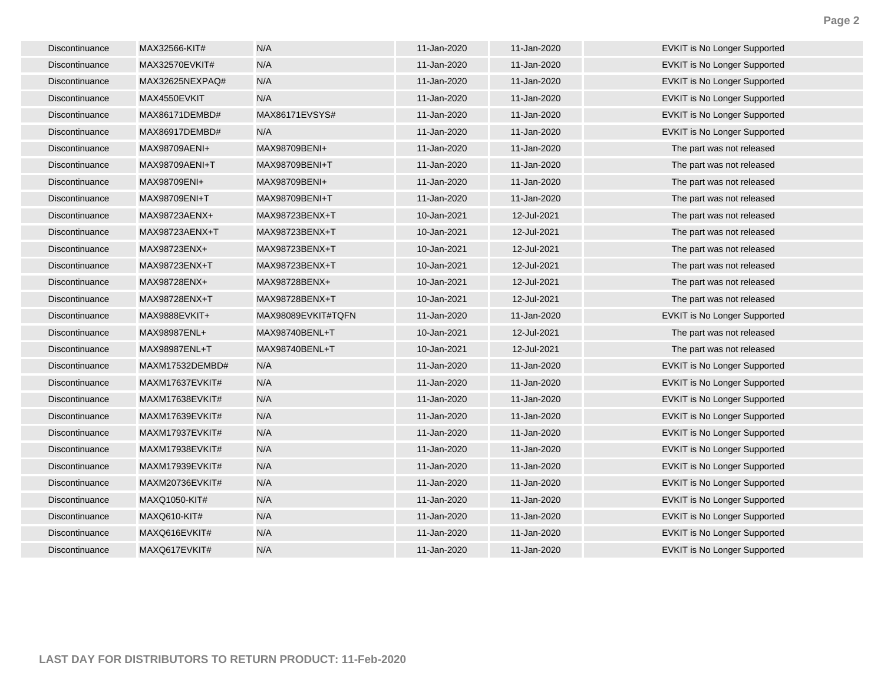| | | | | | |
|---|---|---|---|---|---|
| Discontinuance | MAX32566-KIT# | N/A | 11-Jan-2020 | 11-Jan-2020 | EVKIT is No Longer Supported |
| Discontinuance | MAX32570EVKIT# | N/A | 11-Jan-2020 | 11-Jan-2020 | EVKIT is No Longer Supported |
| Discontinuance | MAX32625NEXPAQ# | N/A | 11-Jan-2020 | 11-Jan-2020 | EVKIT is No Longer Supported |
| Discontinuance | MAX4550EVKIT | N/A | 11-Jan-2020 | 11-Jan-2020 | EVKIT is No Longer Supported |
| Discontinuance | MAX86171DEMBD# | MAX86171EVSYS# | 11-Jan-2020 | 11-Jan-2020 | EVKIT is No Longer Supported |
| Discontinuance | MAX86917DEMBD# | N/A | 11-Jan-2020 | 11-Jan-2020 | EVKIT is No Longer Supported |
| Discontinuance | MAX98709AENI+ | MAX98709BENI+ | 11-Jan-2020 | 11-Jan-2020 | The part was not released |
| Discontinuance | MAX98709AENI+T | MAX98709BENI+T | 11-Jan-2020 | 11-Jan-2020 | The part was not released |
| Discontinuance | MAX98709ENI+ | MAX98709BENI+ | 11-Jan-2020 | 11-Jan-2020 | The part was not released |
| Discontinuance | MAX98709ENI+T | MAX98709BENI+T | 11-Jan-2020 | 11-Jan-2020 | The part was not released |
| Discontinuance | MAX98723AENX+ | MAX98723BENX+T | 10-Jan-2021 | 12-Jul-2021 | The part was not released |
| Discontinuance | MAX98723AENX+T | MAX98723BENX+T | 10-Jan-2021 | 12-Jul-2021 | The part was not released |
| Discontinuance | MAX98723ENX+ | MAX98723BENX+T | 10-Jan-2021 | 12-Jul-2021 | The part was not released |
| Discontinuance | MAX98723ENX+T | MAX98723BENX+T | 10-Jan-2021 | 12-Jul-2021 | The part was not released |
| Discontinuance | MAX98728ENX+ | MAX98728BENX+ | 10-Jan-2021 | 12-Jul-2021 | The part was not released |
| Discontinuance | MAX98728ENX+T | MAX98728BENX+T | 10-Jan-2021 | 12-Jul-2021 | The part was not released |
| Discontinuance | MAX9888EVKIT+ | MAX98089EVKIT#TQFN | 11-Jan-2020 | 11-Jan-2020 | EVKIT is No Longer Supported |
| Discontinuance | MAX98987ENL+ | MAX98740BENL+T | 10-Jan-2021 | 12-Jul-2021 | The part was not released |
| Discontinuance | MAX98987ENL+T | MAX98740BENL+T | 10-Jan-2021 | 12-Jul-2021 | The part was not released |
| Discontinuance | MAXM17532DEMBD# | N/A | 11-Jan-2020 | 11-Jan-2020 | EVKIT is No Longer Supported |
| Discontinuance | MAXM17637EVKIT# | N/A | 11-Jan-2020 | 11-Jan-2020 | EVKIT is No Longer Supported |
| Discontinuance | MAXM17638EVKIT# | N/A | 11-Jan-2020 | 11-Jan-2020 | EVKIT is No Longer Supported |
| Discontinuance | MAXM17639EVKIT# | N/A | 11-Jan-2020 | 11-Jan-2020 | EVKIT is No Longer Supported |
| Discontinuance | MAXM17937EVKIT# | N/A | 11-Jan-2020 | 11-Jan-2020 | EVKIT is No Longer Supported |
| Discontinuance | MAXM17938EVKIT# | N/A | 11-Jan-2020 | 11-Jan-2020 | EVKIT is No Longer Supported |
| Discontinuance | MAXM17939EVKIT# | N/A | 11-Jan-2020 | 11-Jan-2020 | EVKIT is No Longer Supported |
| Discontinuance | MAXM20736EVKIT# | N/A | 11-Jan-2020 | 11-Jan-2020 | EVKIT is No Longer Supported |
| Discontinuance | MAXQ1050-KIT# | N/A | 11-Jan-2020 | 11-Jan-2020 | EVKIT is No Longer Supported |
| Discontinuance | MAXQ610-KIT# | N/A | 11-Jan-2020 | 11-Jan-2020 | EVKIT is No Longer Supported |
| Discontinuance | MAXQ616EVKIT# | N/A | 11-Jan-2020 | 11-Jan-2020 | EVKIT is No Longer Supported |
| Discontinuance | MAXQ617EVKIT# | N/A | 11-Jan-2020 | 11-Jan-2020 | EVKIT is No Longer Supported |

**LAST DAY FOR DISTRIBUTORS TO RETURN PRODUCT: 11-Feb-2020**